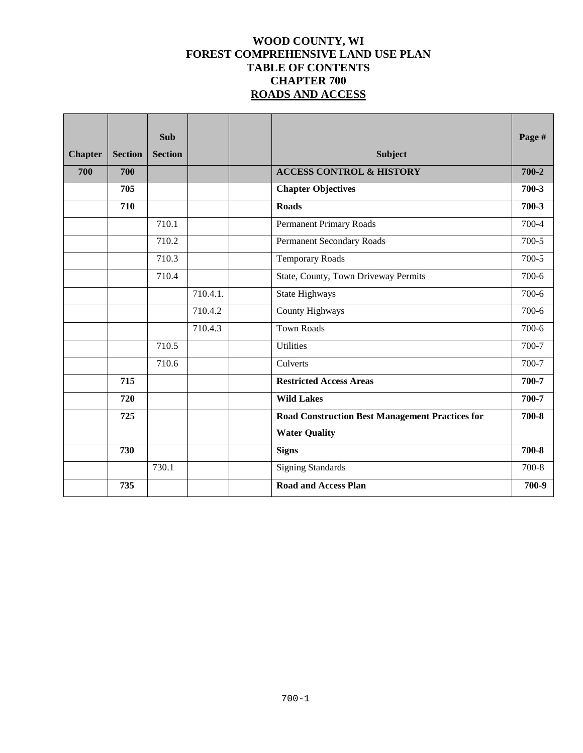# WOOD COUNTY, WI
# FOREST COMPREHENSIVE LAND USE PLAN
# TABLE OF CONTENTS
# CHAPTER 700
# ROADS AND ACCESS

| Chapter | Section | Sub Section | | | Subject | Page # |
|---|---|---|---|---|---|---|
| **700** | **700** | | | | **ACCESS CONTROL & HISTORY** | **700-2** |
| | **705** | | | | **Chapter Objectives** | **700-3** |
| | **710** | | | | **Roads** | **700-3** |
| | | 710.1 | | | Permanent Primary Roads | 700-4 |
| | | 710.2 | | | Permanent Secondary Roads | 700-5 |
| | | 710.3 | | | Temporary Roads | 700-5 |
| | | 710.4 | | | State, County, Town Driveway Permits | 700-6 |
| | | | 710.4.1. | | State Highways | 700-6 |
| | | | 710.4.2 | | County Highways | 700-6 |
| | | | 710.4.3 | | Town Roads | 700-6 |
| | | 710.5 | | | Utilities | 700-7 |
| | | 710.6 | | | Culverts | 700-7 |
| | **715** | | | | **Restricted Access Areas** | **700-7** |
| | **720** | | | | **Wild Lakes** | **700-7** |
| | **725** | | | | **Road Construction Best Management Practices for Water Quality** | **700-8** |
| | **730** | | | | **Signs** | **700-8** |
| | | 730.1 | | | Signing Standards | 700-8 |
| | **735** | | | | **Road and Access Plan** | **700-9** |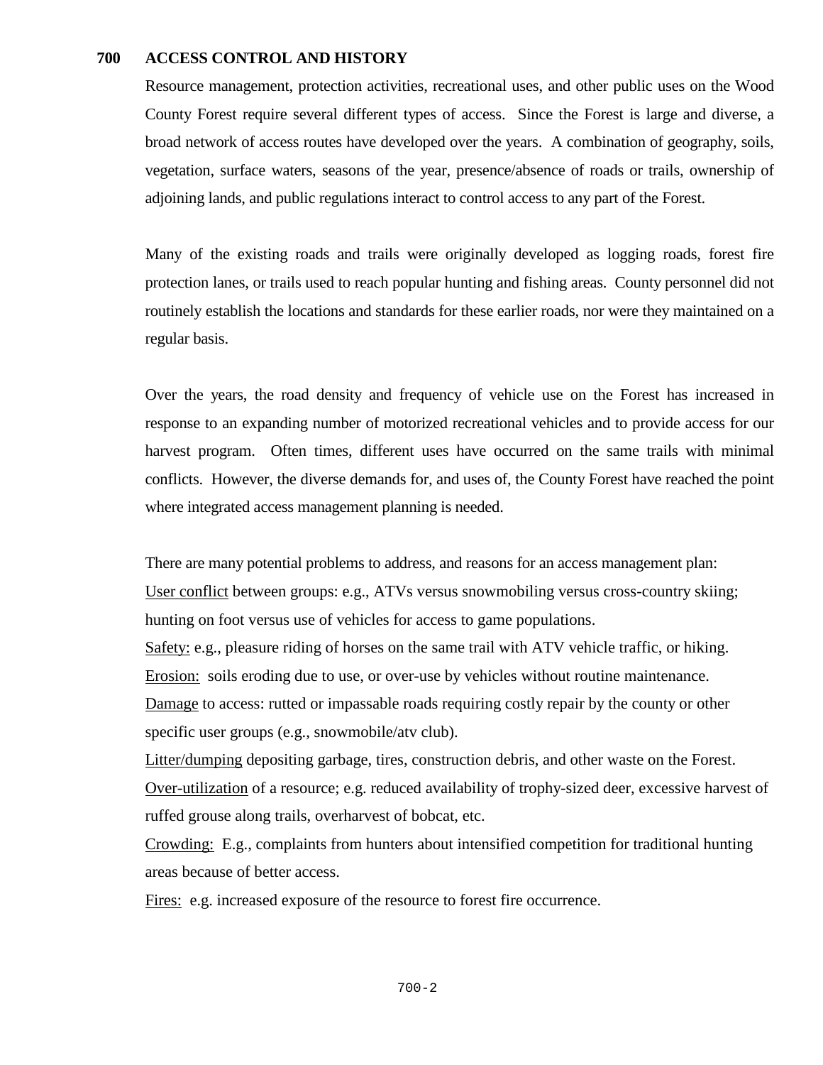## 700 ACCESS CONTROL AND HISTORY

Resource management, protection activities, recreational uses, and other public uses on the Wood County Forest require several different types of access. Since the Forest is large and diverse, a broad network of access routes have developed over the years. A combination of geography, soils, vegetation, surface waters, seasons of the year, presence/absence of roads or trails, ownership of adjoining lands, and public regulations interact to control access to any part of the Forest.

Many of the existing roads and trails were originally developed as logging roads, forest fire protection lanes, or trails used to reach popular hunting and fishing areas. County personnel did not routinely establish the locations and standards for these earlier roads, nor were they maintained on a regular basis.

Over the years, the road density and frequency of vehicle use on the Forest has increased in response to an expanding number of motorized recreational vehicles and to provide access for our harvest program. Often times, different uses have occurred on the same trails with minimal conflicts. However, the diverse demands for, and uses of, the County Forest have reached the point where integrated access management planning is needed.

There are many potential problems to address, and reasons for an access management plan:

<u>User conflict</u> between groups: e.g., ATVs versus snowmobiling versus cross-country skiing; hunting on foot versus use of vehicles for access to game populations.

<u>Safety:</u> e.g., pleasure riding of horses on the same trail with ATV vehicle traffic, or hiking.

<u>Erosion:</u> soils eroding due to use, or over-use by vehicles without routine maintenance.

<u>Damage</u> to access: rutted or impassable roads requiring costly repair by the county or other specific user groups (e.g., snowmobile/atv club).

<u>Litter/dumping</u> depositing garbage, tires, construction debris, and other waste on the Forest.

<u>Over-utilization</u> of a resource; e.g. reduced availability of trophy-sized deer, excessive harvest of ruffed grouse along trails, overharvest of bobcat, etc.

<u>Crowding:</u> E.g., complaints from hunters about intensified competition for traditional hunting areas because of better access.

<u>Fires:</u> e.g. increased exposure of the resource to forest fire occurrence.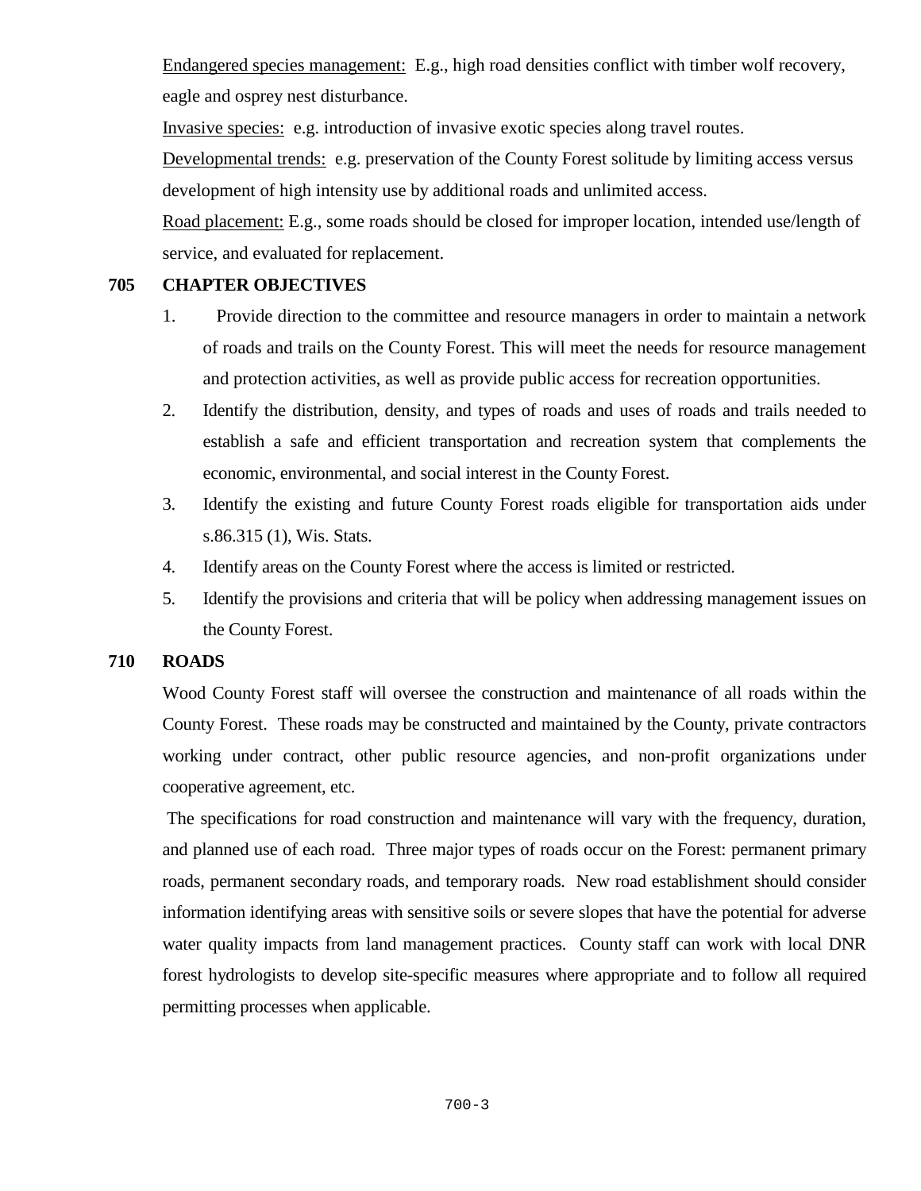Endangered species management: E.g., high road densities conflict with timber wolf recovery, eagle and osprey nest disturbance.

Invasive species: e.g. introduction of invasive exotic species along travel routes.

Developmental trends: e.g. preservation of the County Forest solitude by limiting access versus development of high intensity use by additional roads and unlimited access.

Road placement: E.g., some roads should be closed for improper location, intended use/length of service, and evaluated for replacement.

## 705 CHAPTER OBJECTIVES

1. Provide direction to the committee and resource managers in order to maintain a network of roads and trails on the County Forest. This will meet the needs for resource management and protection activities, as well as provide public access for recreation opportunities.
2. Identify the distribution, density, and types of roads and uses of roads and trails needed to establish a safe and efficient transportation and recreation system that complements the economic, environmental, and social interest in the County Forest.
3. Identify the existing and future County Forest roads eligible for transportation aids under s.86.315 (1), Wis. Stats.
4. Identify areas on the County Forest where the access is limited or restricted.
5. Identify the provisions and criteria that will be policy when addressing management issues on the County Forest.

## 710 ROADS

Wood County Forest staff will oversee the construction and maintenance of all roads within the County Forest. These roads may be constructed and maintained by the County, private contractors working under contract, other public resource agencies, and non-profit organizations under cooperative agreement, etc.

The specifications for road construction and maintenance will vary with the frequency, duration, and planned use of each road. Three major types of roads occur on the Forest: permanent primary roads, permanent secondary roads, and temporary roads. New road establishment should consider information identifying areas with sensitive soils or severe slopes that have the potential for adverse water quality impacts from land management practices. County staff can work with local DNR forest hydrologists to develop site-specific measures where appropriate and to follow all required permitting processes when applicable.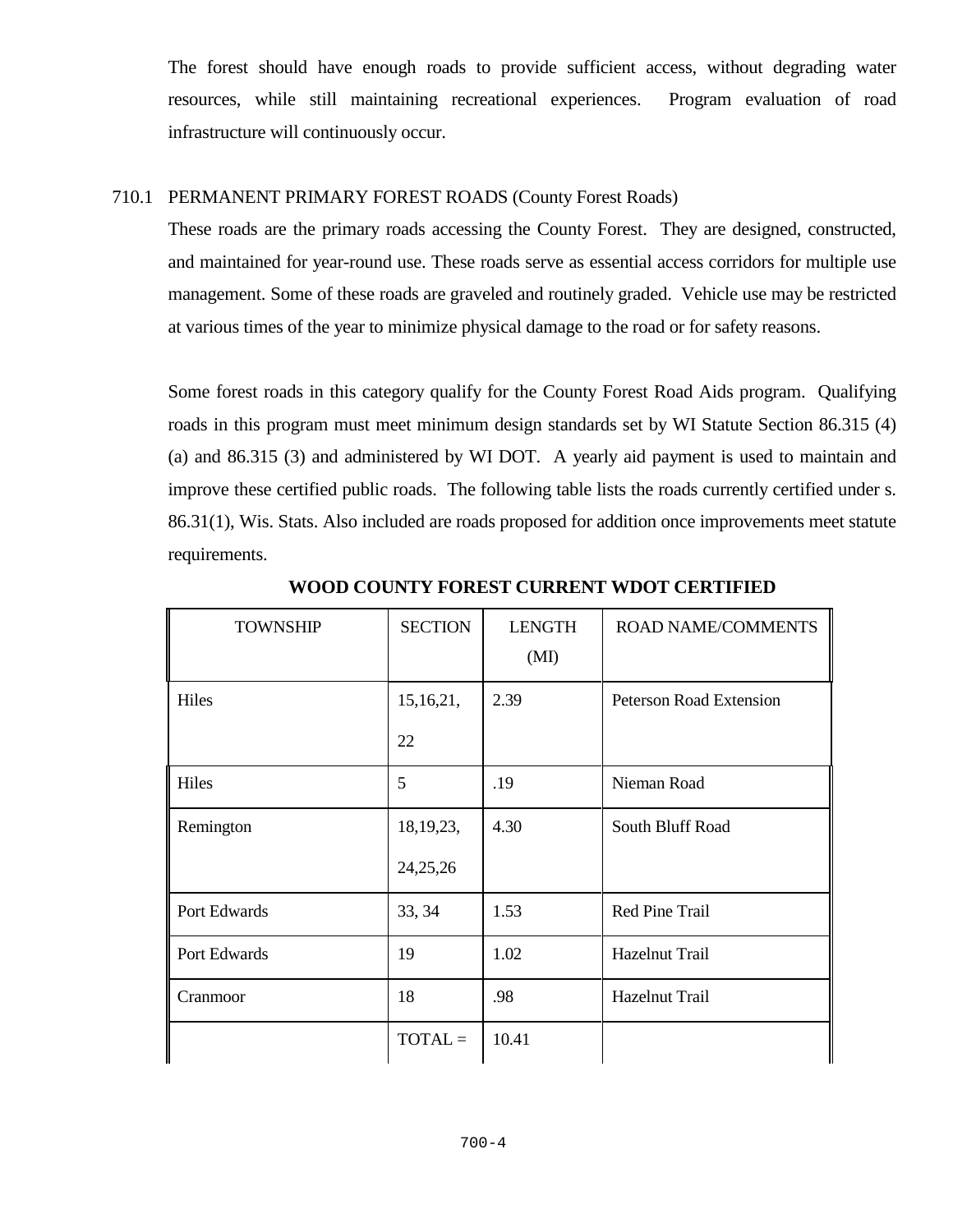The forest should have enough roads to provide sufficient access, without degrading water resources, while still maintaining recreational experiences. Program evaluation of road infrastructure will continuously occur.

## 710.1 PERMANENT PRIMARY FOREST ROADS (County Forest Roads)

These roads are the primary roads accessing the County Forest. They are designed, constructed, and maintained for year-round use. These roads serve as essential access corridors for multiple use management. Some of these roads are graveled and routinely graded. Vehicle use may be restricted at various times of the year to minimize physical damage to the road or for safety reasons.

Some forest roads in this category qualify for the County Forest Road Aids program. Qualifying roads in this program must meet minimum design standards set by WI Statute Section 86.315 (4) (a) and 86.315 (3) and administered by WI DOT. A yearly aid payment is used to maintain and improve these certified public roads. The following table lists the roads currently certified under s. 86.31(1), Wis. Stats. Also included are roads proposed for addition once improvements meet statute requirements.

**WOOD COUNTY FOREST CURRENT WDOT CERTIFIED**

| TOWNSHIP | SECTION | LENGTH (MI) | ROAD NAME/COMMENTS |
|---|---|---|---|
| Hiles | 15,16,21, 22 | 2.39 | Peterson Road Extension |
| Hiles | 5 | .19 | Nieman Road |
| Remington | 18,19,23, 24,25,26 | 4.30 | South Bluff Road |
| Port Edwards | 33, 34 | 1.53 | Red Pine Trail |
| Port Edwards | 19 | 1.02 | Hazelnut Trail |
| Cranmoor | 18 | .98 | Hazelnut Trail |
| | TOTAL = | 10.41 | |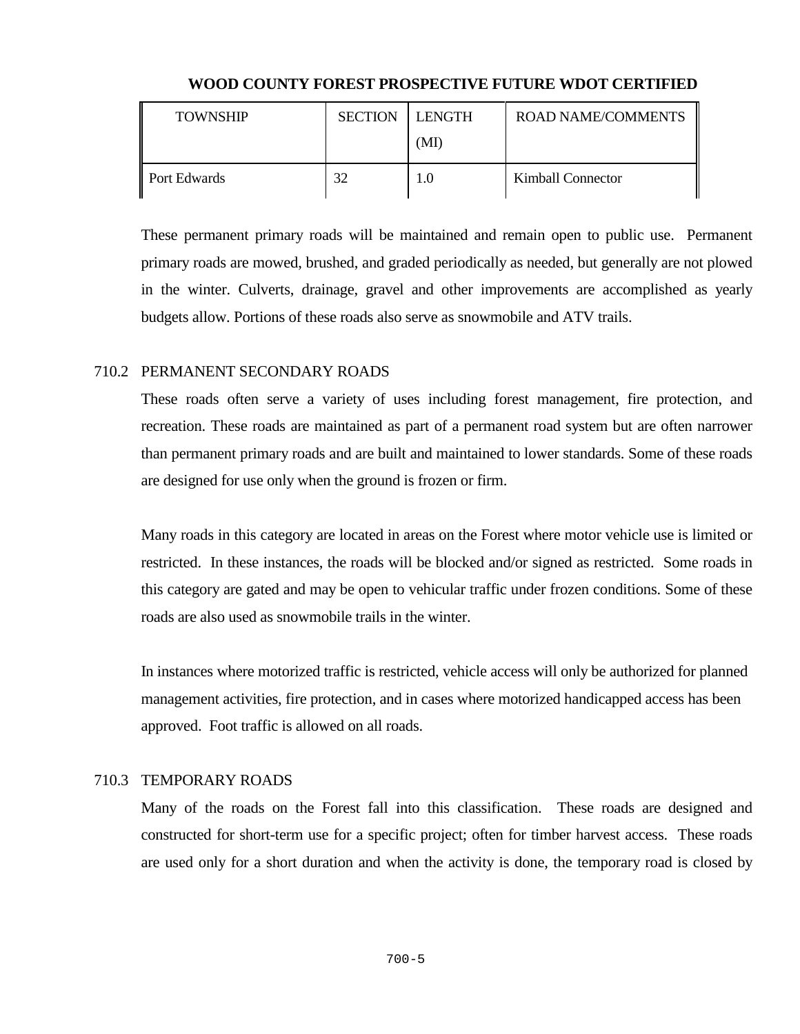**WOOD COUNTY FOREST PROSPECTIVE FUTURE WDOT CERTIFIED**

| TOWNSHIP | SECTION | LENGTH (MI) | ROAD NAME/COMMENTS |
|---|---|---|---|
| Port Edwards | 32 | 1.0 | Kimball Connector |

These permanent primary roads will be maintained and remain open to public use. Permanent primary roads are mowed, brushed, and graded periodically as needed, but generally are not plowed in the winter. Culverts, drainage, gravel and other improvements are accomplished as yearly budgets allow. Portions of these roads also serve as snowmobile and ATV trails.

## 710.2 PERMANENT SECONDARY ROADS

These roads often serve a variety of uses including forest management, fire protection, and recreation. These roads are maintained as part of a permanent road system but are often narrower than permanent primary roads and are built and maintained to lower standards. Some of these roads are designed for use only when the ground is frozen or firm.

Many roads in this category are located in areas on the Forest where motor vehicle use is limited or restricted. In these instances, the roads will be blocked and/or signed as restricted. Some roads in this category are gated and may be open to vehicular traffic under frozen conditions. Some of these roads are also used as snowmobile trails in the winter.

In instances where motorized traffic is restricted, vehicle access will only be authorized for planned management activities, fire protection, and in cases where motorized handicapped access has been approved. Foot traffic is allowed on all roads.

## 710.3 TEMPORARY ROADS

Many of the roads on the Forest fall into this classification. These roads are designed and constructed for short-term use for a specific project; often for timber harvest access. These roads are used only for a short duration and when the activity is done, the temporary road is closed by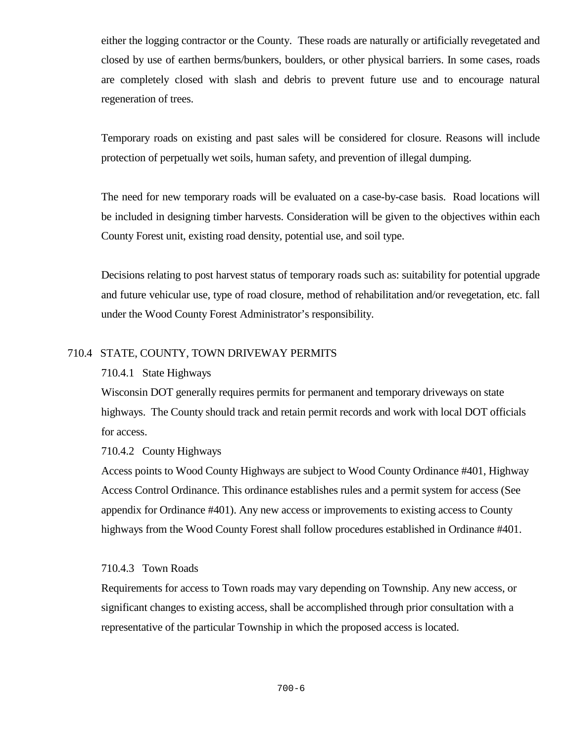either the logging contractor or the County. These roads are naturally or artificially revegetated and closed by use of earthen berms/bunkers, boulders, or other physical barriers. In some cases, roads are completely closed with slash and debris to prevent future use and to encourage natural regeneration of trees.

Temporary roads on existing and past sales will be considered for closure. Reasons will include protection of perpetually wet soils, human safety, and prevention of illegal dumping.

The need for new temporary roads will be evaluated on a case-by-case basis. Road locations will be included in designing timber harvests. Consideration will be given to the objectives within each County Forest unit, existing road density, potential use, and soil type.

Decisions relating to post harvest status of temporary roads such as: suitability for potential upgrade and future vehicular use, type of road closure, method of rehabilitation and/or revegetation, etc. fall under the Wood County Forest Administrator's responsibility.

## 710.4 STATE, COUNTY, TOWN DRIVEWAY PERMITS

### 710.4.1 State Highways

Wisconsin DOT generally requires permits for permanent and temporary driveways on state highways. The County should track and retain permit records and work with local DOT officials for access.

### 710.4.2 County Highways

Access points to Wood County Highways are subject to Wood County Ordinance #401, Highway Access Control Ordinance. This ordinance establishes rules and a permit system for access (See appendix for Ordinance #401). Any new access or improvements to existing access to County highways from the Wood County Forest shall follow procedures established in Ordinance #401.

### 710.4.3 Town Roads

Requirements for access to Town roads may vary depending on Township. Any new access, or significant changes to existing access, shall be accomplished through prior consultation with a representative of the particular Township in which the proposed access is located.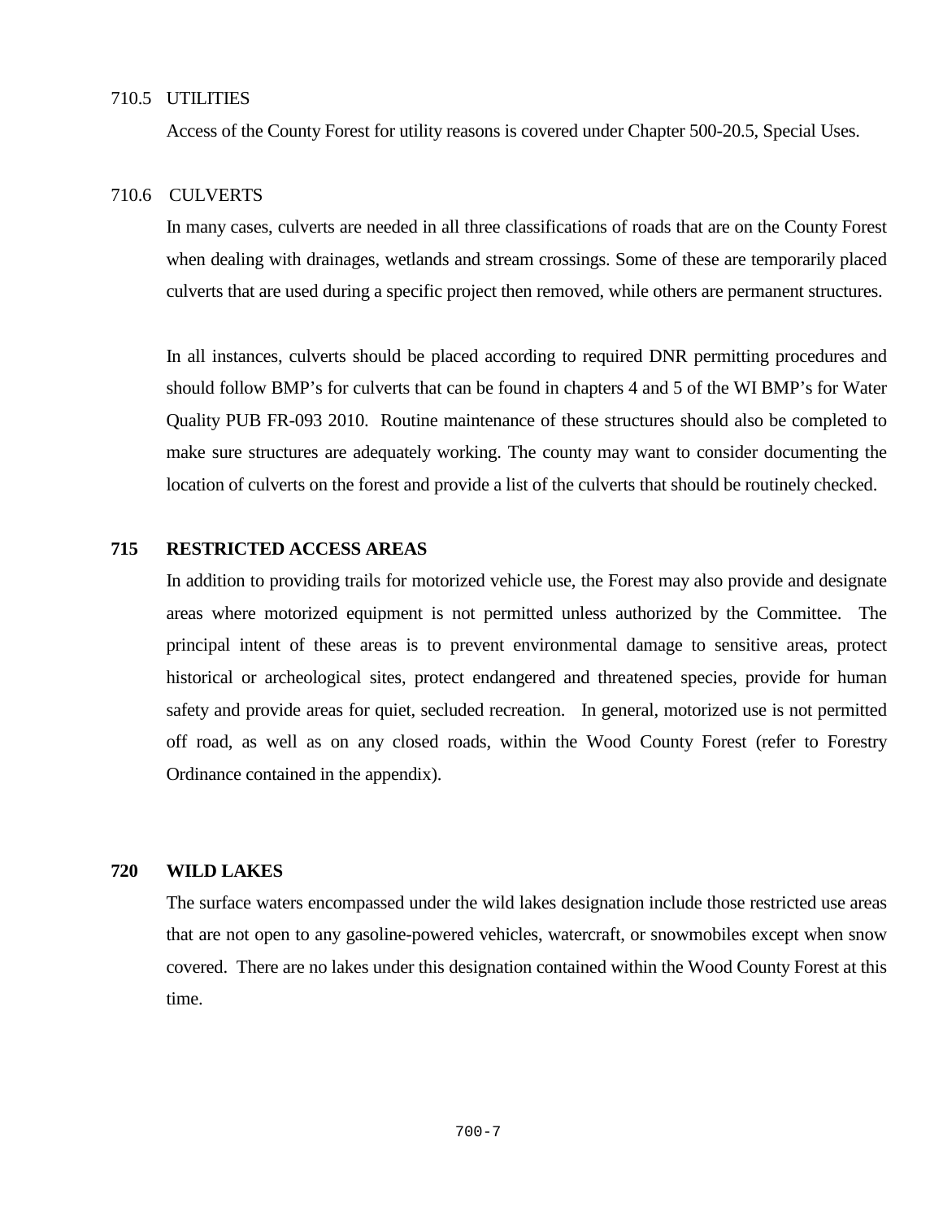### 710.5 UTILITIES

Access of the County Forest for utility reasons is covered under Chapter 500-20.5, Special Uses.

### 710.6 CULVERTS

In many cases, culverts are needed in all three classifications of roads that are on the County Forest when dealing with drainages, wetlands and stream crossings. Some of these are temporarily placed culverts that are used during a specific project then removed, while others are permanent structures.

In all instances, culverts should be placed according to required DNR permitting procedures and should follow BMP's for culverts that can be found in chapters 4 and 5 of the WI BMP's for Water Quality PUB FR-093 2010. Routine maintenance of these structures should also be completed to make sure structures are adequately working. The county may want to consider documenting the location of culverts on the forest and provide a list of the culverts that should be routinely checked.

## 715 RESTRICTED ACCESS AREAS

In addition to providing trails for motorized vehicle use, the Forest may also provide and designate areas where motorized equipment is not permitted unless authorized by the Committee. The principal intent of these areas is to prevent environmental damage to sensitive areas, protect historical or archeological sites, protect endangered and threatened species, provide for human safety and provide areas for quiet, secluded recreation. In general, motorized use is not permitted off road, as well as on any closed roads, within the Wood County Forest (refer to Forestry Ordinance contained in the appendix).

## 720 WILD LAKES

The surface waters encompassed under the wild lakes designation include those restricted use areas that are not open to any gasoline-powered vehicles, watercraft, or snowmobiles except when snow covered. There are no lakes under this designation contained within the Wood County Forest at this time.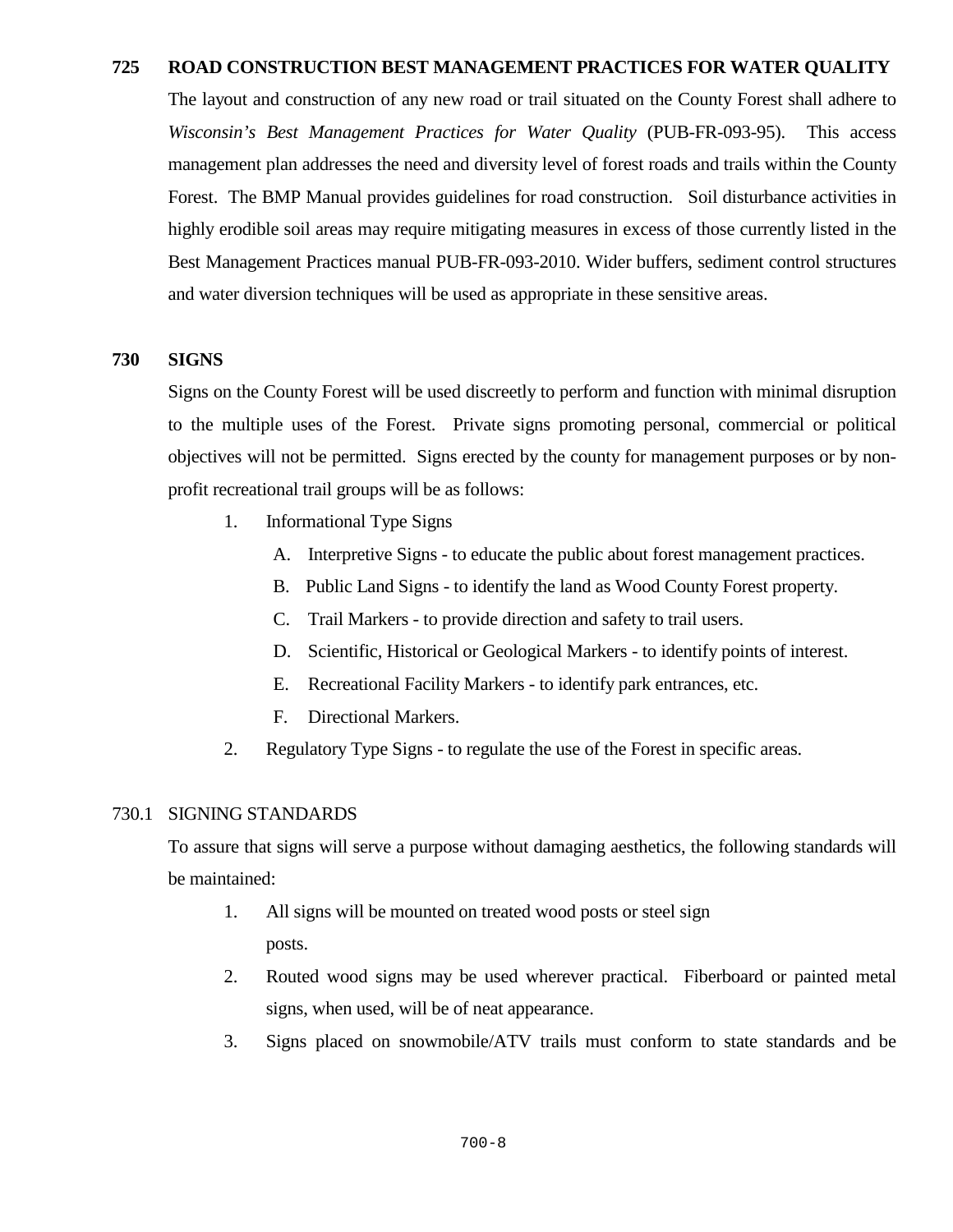## 725 ROAD CONSTRUCTION BEST MANAGEMENT PRACTICES FOR WATER QUALITY

The layout and construction of any new road or trail situated on the County Forest shall adhere to *Wisconsin's Best Management Practices for Water Quality* (PUB-FR-093-95). This access management plan addresses the need and diversity level of forest roads and trails within the County Forest. The BMP Manual provides guidelines for road construction. Soil disturbance activities in highly erodible soil areas may require mitigating measures in excess of those currently listed in the Best Management Practices manual PUB-FR-093-2010. Wider buffers, sediment control structures and water diversion techniques will be used as appropriate in these sensitive areas.

## 730 SIGNS

Signs on the County Forest will be used discreetly to perform and function with minimal disruption to the multiple uses of the Forest. Private signs promoting personal, commercial or political objectives will not be permitted. Signs erected by the county for management purposes or by non-profit recreational trail groups will be as follows:

1. Informational Type Signs
   - A. Interpretive Signs - to educate the public about forest management practices.
   - B. Public Land Signs - to identify the land as Wood County Forest property.
   - C. Trail Markers - to provide direction and safety to trail users.
   - D. Scientific, Historical or Geological Markers - to identify points of interest.
   - E. Recreational Facility Markers - to identify park entrances, etc.
   - F. Directional Markers.
2. Regulatory Type Signs - to regulate the use of the Forest in specific areas.

### 730.1 SIGNING STANDARDS

To assure that signs will serve a purpose without damaging aesthetics, the following standards will be maintained:

1. All signs will be mounted on treated wood posts or steel sign posts.
2. Routed wood signs may be used wherever practical. Fiberboard or painted metal signs, when used, will be of neat appearance.
3. Signs placed on snowmobile/ATV trails must conform to state standards and be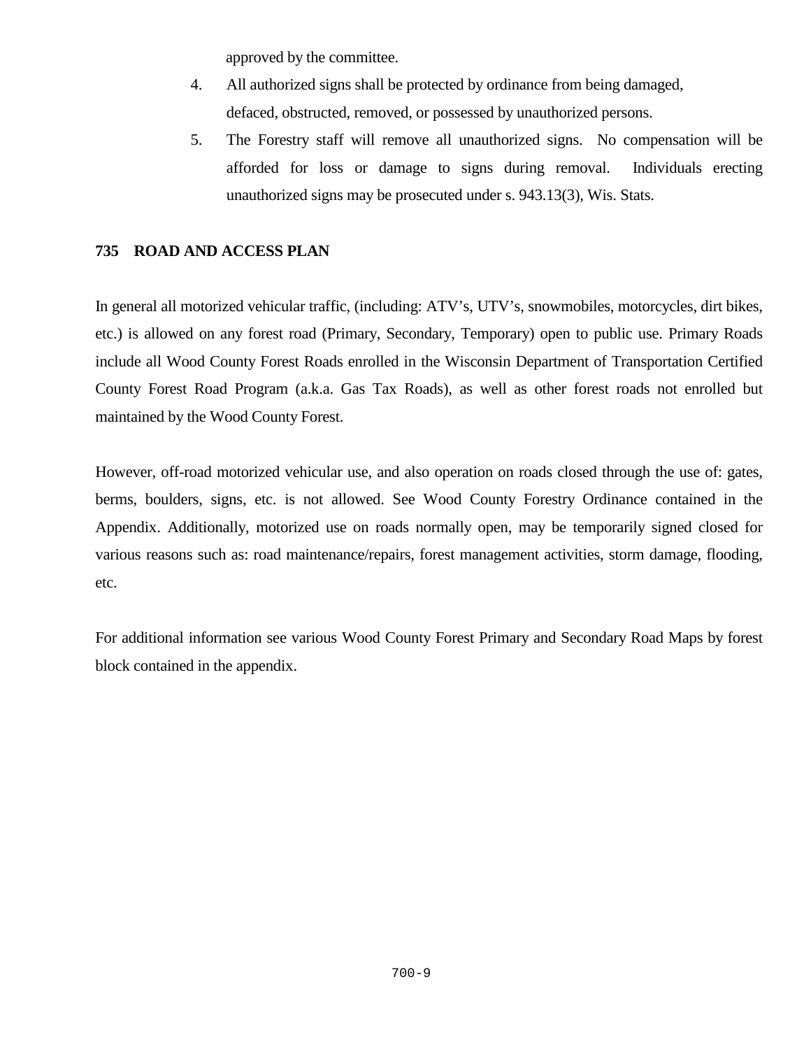approved by the committee.

4. All authorized signs shall be protected by ordinance from being damaged, defaced, obstructed, removed, or possessed by unauthorized persons.
5. The Forestry staff will remove all unauthorized signs. No compensation will be afforded for loss or damage to signs during removal. Individuals erecting unauthorized signs may be prosecuted under s. 943.13(3), Wis. Stats.

## 735 ROAD AND ACCESS PLAN

In general all motorized vehicular traffic, (including: ATV's, UTV's, snowmobiles, motorcycles, dirt bikes, etc.) is allowed on any forest road (Primary, Secondary, Temporary) open to public use. Primary Roads include all Wood County Forest Roads enrolled in the Wisconsin Department of Transportation Certified County Forest Road Program (a.k.a. Gas Tax Roads), as well as other forest roads not enrolled but maintained by the Wood County Forest.

However, off-road motorized vehicular use, and also operation on roads closed through the use of: gates, berms, boulders, signs, etc. is not allowed. See Wood County Forestry Ordinance contained in the Appendix. Additionally, motorized use on roads normally open, may be temporarily signed closed for various reasons such as: road maintenance/repairs, forest management activities, storm damage, flooding, etc.

For additional information see various Wood County Forest Primary and Secondary Road Maps by forest block contained in the appendix.